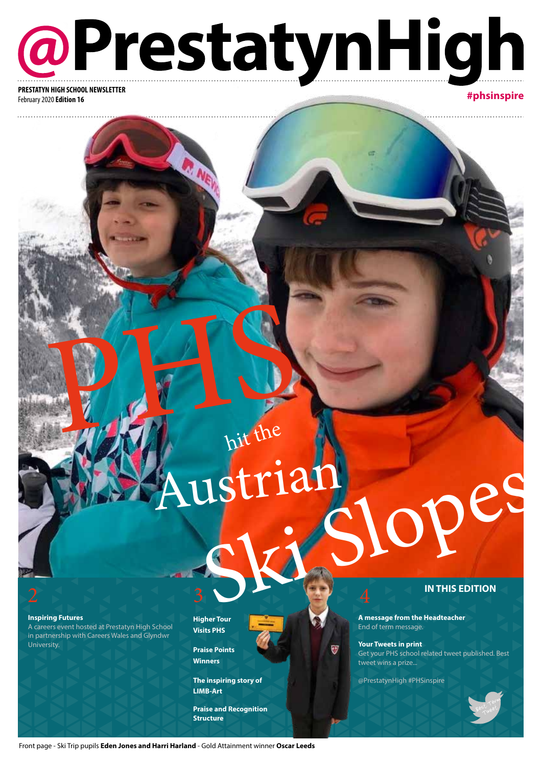# @PrestatynHigh

**PRESTATYN HIGH SCHOOL NEWSLETTER**
February 2020 **Edition 16**

**#phsinspire**

# PHS hit the Austrian Ski Slopes

## IN THIS EDITION

2

**Inspiring Futures**
A careers event hosted at Prestatyn High School in partnership with Careers Wales and Glyndwr University.

3

**Higher Tour Visits PHS**

**Praise Points Winners**

**The inspiring story of LIMB-Art**

**Praise and Recognition Structure**

4

**A message from the Headteacher**
End of term message.

**Your Tweets in print**
Get your PHS school related tweet published. Best tweet wins a prize...

@PrestatynHigh #PHSinspire

Best Term Tweet

Front page - Ski Trip pupils **Eden Jones and Harri Harland** - Gold Attainment winner **Oscar Leeds**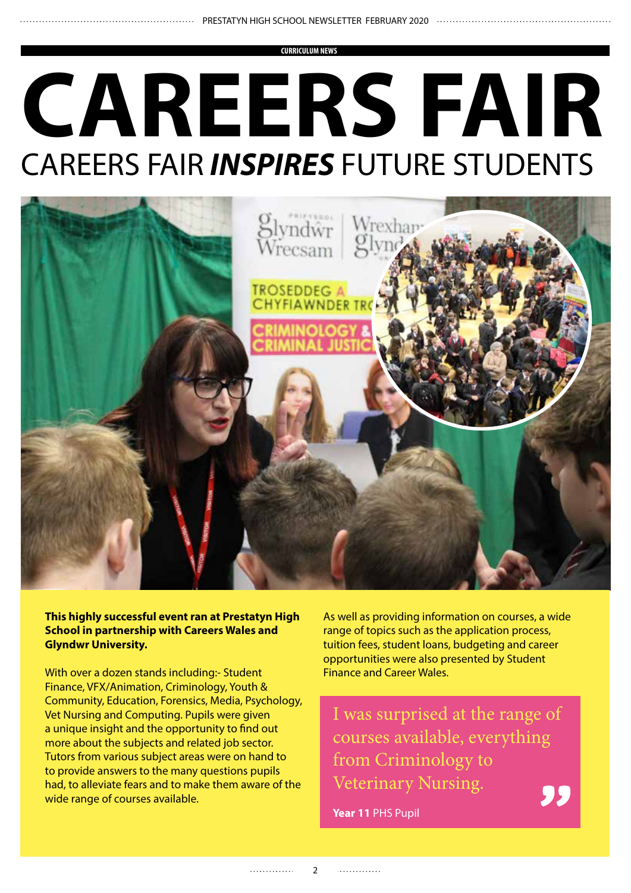CURRICULUM NEWS

# CAREERS FAIR

## CAREERS FAIR ***INSPIRES*** FUTURE STUDENTS

**This highly successful event ran at Prestatyn High School in partnership with Careers Wales and Glyndwr University.**

With over a dozen stands including:- Student Finance, VFX/Animation, Criminology, Youth & Community, Education, Forensics, Media, Psychology, Vet Nursing and Computing. Pupils were given a unique insight and the opportunity to find out more about the subjects and related job sector. Tutors from various subject areas were on hand to to provide answers to the many questions pupils had, to alleviate fears and to make them aware of the wide range of courses available.

As well as providing information on courses, a wide range of topics such as the application process, tuition fees, student loans, budgeting and career opportunities were also presented by Student Finance and Career Wales.

> I was surprised at the range of courses available, everything from Criminology to Veterinary Nursing.
>
> **Year 11** PHS Pupil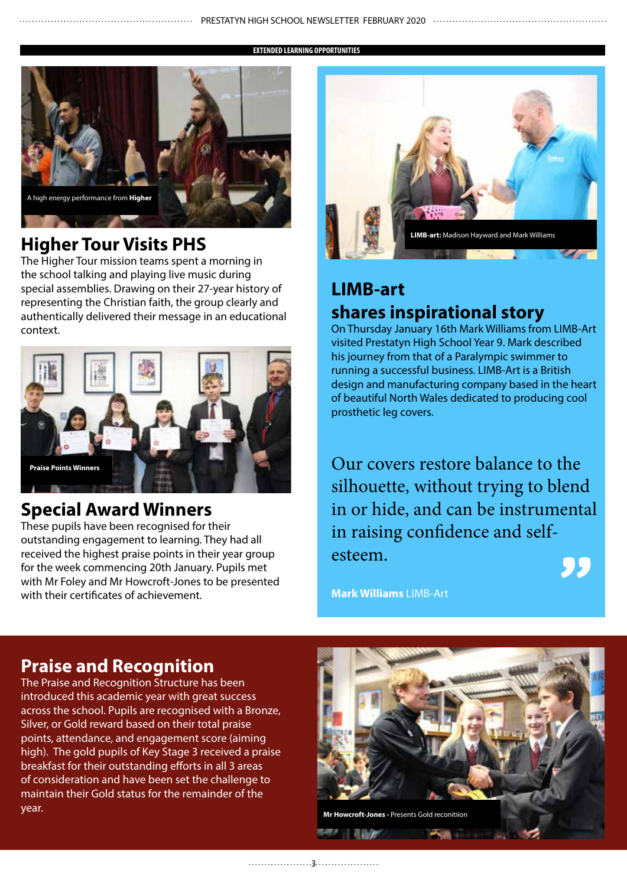EXTENDED LEARNING OPPORTUNITIES

A high energy performance from **Higher**

## Higher Tour Visits PHS

The Higher Tour mission teams spent a morning in the school talking and playing live music during special assemblies. Drawing on their 27-year history of representing the Christian faith, the group clearly and authentically delivered their message in an educational context.

**Praise Points Winners**

## Special Award Winners

These pupils have been recognised for their outstanding engagement to learning. They had all received the highest praise points in their year group for the week commencing 20th January. Pupils met with Mr Foley and Mr Howcroft-Jones to be presented with their certificates of achievement.

**LIMB-art:** Madison Hayward and Mark Williams

## LIMB-art shares inspirational story

On Thursday January 16th Mark Williams from LIMB-Art visited Prestatyn High School Year 9. Mark described his journey from that of a Paralympic swimmer to running a successful business. LIMB-Art is a British design and manufacturing company based in the heart of beautiful North Wales dedicated to producing cool prosthetic leg covers.

> Our covers restore balance to the silhouette, without trying to blend in or hide, and can be instrumental in raising confidence and self-esteem.

**Mark Williams** LIMB-Art

## Praise and Recognition

The Praise and Recognition Structure has been introduced this academic year with great success across the school. Pupils are recognised with a Bronze, Silver, or Gold reward based on their total praise points, attendance, and engagement score (aiming high). The gold pupils of Key Stage 3 received a praise breakfast for their outstanding efforts in all 3 areas of consideration and have been set the challenge to maintain their Gold status for the remainder of the year.

**Mr Howcroft-Jones -** Presents Gold reconitiion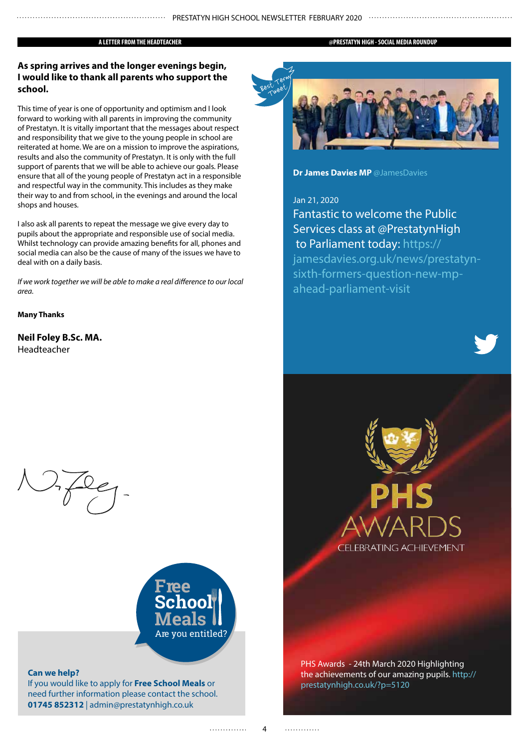## A LETTER FROM THE HEADTEACHER

**As spring arrives and the longer evenings begin, I would like to thank all parents who support the school.**

This time of year is one of opportunity and optimism and I look forward to working with all parents in improving the community of Prestatyn. It is vitally important that the messages about respect and responsibility that we give to the young people in school are reiterated at home. We are on a mission to improve the aspirations, results and also the community of Prestatyn. It is only with the full support of parents that we will be able to achieve our goals. Please ensure that all of the young people of Prestatyn act in a responsible and respectful way in the community. This includes as they make their way to and from school, in the evenings and around the local shops and houses.

I also ask all parents to repeat the message we give every day to pupils about the appropriate and responsible use of social media. Whilst technology can provide amazing benefits for all, phones and social media can also be the cause of many of the issues we have to deal with on a daily basis.

*If we work together we will be able to make a real difference to our local area.*

**Many Thanks**

**Neil Foley B.Sc. MA.**
Headteacher

### Free School Meals
Are you entitled?

**Can we help?**
If you would like to apply for **Free School Meals** or need further information please contact the school.
**01745 852312** | admin@prestatynhigh.co.uk

## @PRESTATYN HIGH - SOCIAL MEDIA ROUNDUP

Best Term Tweet

**Dr James Davies MP** @JamesDavies

Jan 21, 2020

Fantastic to welcome the Public Services class at @PrestatynHigh to Parliament today: https://jamesdavies.org.uk/news/prestatyn-sixth-formers-question-new-mp-ahead-parliament-visit

**PHS AWARDS**
CELEBRATING ACHIEVEMENT

PHS Awards - 24th March 2020 Highlighting the achievements of our amazing pupils. http://prestatynhigh.co.uk/?p=5120